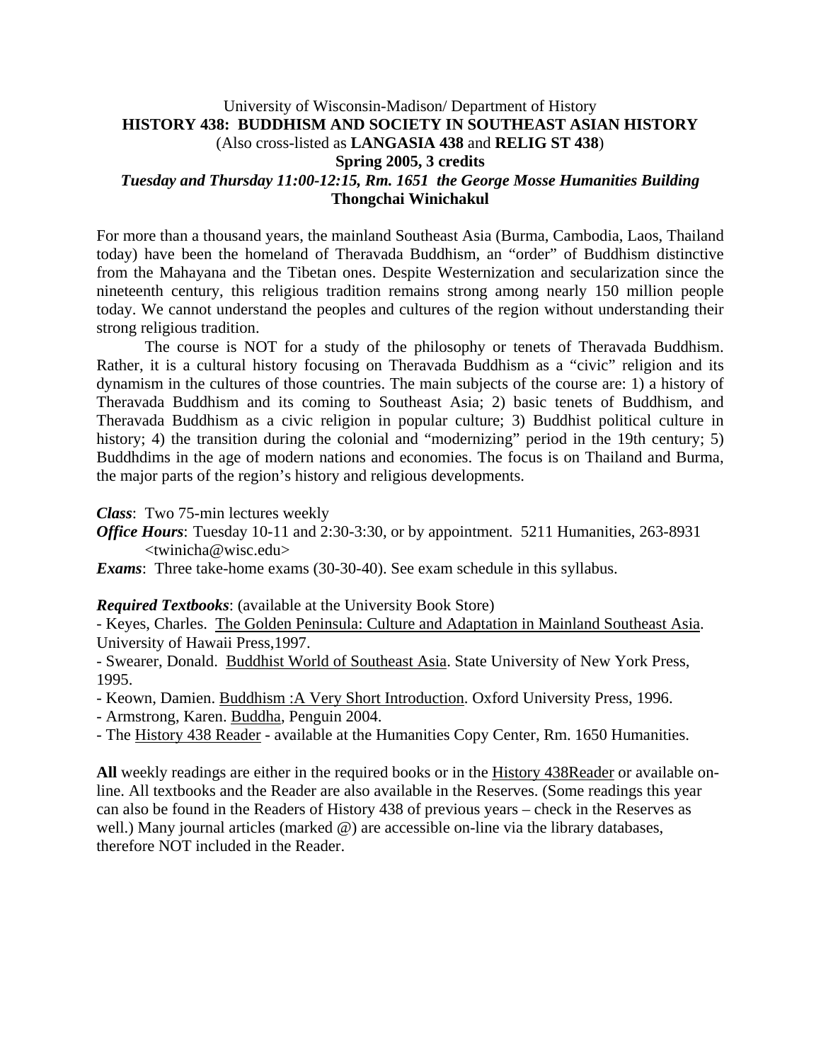University of Wisconsin-Madison/ Department of History

# HISTORY 438: BUDDHISM AND SOCIETY IN SOUTHEAST ASIAN HISTORY

(Also cross-listed as **LANGASIA 438** and **RELIG ST 438**)

**Spring 2005, 3 credits**

***Tuesday and Thursday 11:00-12:15, Rm. 1651 the George Mosse Humanities Building***

**Thongchai Winichakul**

For more than a thousand years, the mainland Southeast Asia (Burma, Cambodia, Laos, Thailand today) have been the homeland of Theravada Buddhism, an "order" of Buddhism distinctive from the Mahayana and the Tibetan ones. Despite Westernization and secularization since the nineteenth century, this religious tradition remains strong among nearly 150 million people today. We cannot understand the peoples and cultures of the region without understanding their strong religious tradition.

The course is NOT for a study of the philosophy or tenets of Theravada Buddhism. Rather, it is a cultural history focusing on Theravada Buddhism as a "civic" religion and its dynamism in the cultures of those countries. The main subjects of the course are: 1) a history of Theravada Buddhism and its coming to Southeast Asia; 2) basic tenets of Buddhism, and Theravada Buddhism as a civic religion in popular culture; 3) Buddhist political culture in history; 4) the transition during the colonial and "modernizing" period in the 19th century; 5) Buddhdims in the age of modern nations and economies. The focus is on Thailand and Burma, the major parts of the region's history and religious developments.

***Class***: Two 75-min lectures weekly

***Office Hours***: Tuesday 10-11 and 2:30-3:30, or by appointment. 5211 Humanities, 263-8931 <twinicha@wisc.edu>

***Exams***: Three take-home exams (30-30-40). See exam schedule in this syllabus.

***Required Textbooks***: (available at the University Book Store)

- Keyes, Charles. The Golden Peninsula: Culture and Adaptation in Mainland Southeast Asia. University of Hawaii Press,1997.
- Swearer, Donald. Buddhist World of Southeast Asia. State University of New York Press, 1995.
- Keown, Damien. Buddhism :A Very Short Introduction. Oxford University Press, 1996.
- Armstrong, Karen. Buddha, Penguin 2004.
- The History 438 Reader - available at the Humanities Copy Center, Rm. 1650 Humanities.

**All** weekly readings are either in the required books or in the History 438Reader or available on-line. All textbooks and the Reader are also available in the Reserves. (Some readings this year can also be found in the Readers of History 438 of previous years – check in the Reserves as well.) Many journal articles (marked @) are accessible on-line via the library databases, therefore NOT included in the Reader.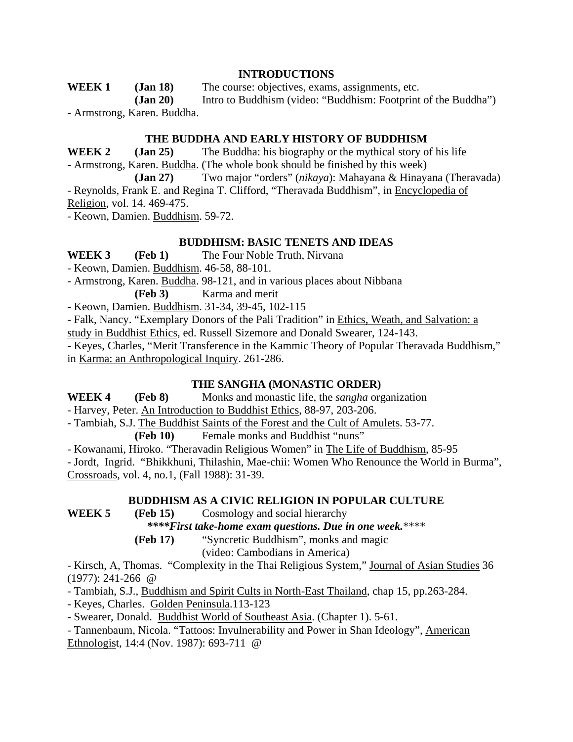## INTRODUCTIONS

**WEEK 1** **(Jan 18)** The course: objectives, exams, assignments, etc.

**(Jan 20)** Intro to Buddhism (video: "Buddhism: Footprint of the Buddha")

- Armstrong, Karen. Buddha.

## THE BUDDHA AND EARLY HISTORY OF BUDDHISM

**WEEK 2** **(Jan 25)** The Buddha: his biography or the mythical story of his life

- Armstrong, Karen. Buddha. (The whole book should be finished by this week)

**(Jan 27)** Two major "orders" (*nikaya*): Mahayana & Hinayana (Theravada)

- Reynolds, Frank E. and Regina T. Clifford, "Theravada Buddhism", in Encyclopedia of Religion, vol. 14. 469-475.
- Keown, Damien. Buddhism. 59-72.

## BUDDHISM: BASIC TENETS AND IDEAS

**WEEK 3** **(Feb 1)** The Four Noble Truth, Nirvana

- Keown, Damien. Buddhism. 46-58, 88-101.
- Armstrong, Karen. Buddha. 98-121, and in various places about Nibbana

**(Feb 3)** Karma and merit

- Keown, Damien. Buddhism. 31-34, 39-45, 102-115
- Falk, Nancy. "Exemplary Donors of the Pali Tradition" in Ethics, Weath, and Salvation: a study in Buddhist Ethics, ed. Russell Sizemore and Donald Swearer, 124-143.
- Keyes, Charles, "Merit Transference in the Kammic Theory of Popular Theravada Buddhism," in Karma: an Anthropological Inquiry. 261-286.

## THE SANGHA (MONASTIC ORDER)

**WEEK 4** **(Feb 8)** Monks and monastic life, the *sangha* organization

- Harvey, Peter. An Introduction to Buddhist Ethics, 88-97, 203-206.
- Tambiah, S.J. The Buddhist Saints of the Forest and the Cult of Amulets. 53-77.

**(Feb 10)** Female monks and Buddhist "nuns"

- Kowanami, Hiroko. "Theravadin Religious Women" in The Life of Buddhism, 85-95
- Jordt, Ingrid. "Bhikkhuni, Thilashin, Mae-chii: Women Who Renounce the World in Burma", Crossroads, vol. 4, no.1, (Fall 1988): 31-39.

## BUDDHISM AS A CIVIC RELIGION IN POPULAR CULTURE

**WEEK 5** **(Feb 15)** Cosmology and social hierarchy

***\*\*\*\*First take-home exam questions. Due in one week.\*\*\*\****

**(Feb 17)** "Syncretic Buddhism", monks and magic
(video: Cambodians in America)

- Kirsch, A, Thomas. "Complexity in the Thai Religious System," Journal of Asian Studies 36 (1977): 241-266 @
- Tambiah, S.J., Buddhism and Spirit Cults in North-East Thailand, chap 15, pp.263-284.
- Keyes, Charles. Golden Peninsula.113-123
- Swearer, Donald. Buddhist World of Southeast Asia. (Chapter 1). 5-61.
- Tannenbaum, Nicola. "Tattoos: Invulnerability and Power in Shan Ideology", American Ethnologist, 14:4 (Nov. 1987): 693-711 @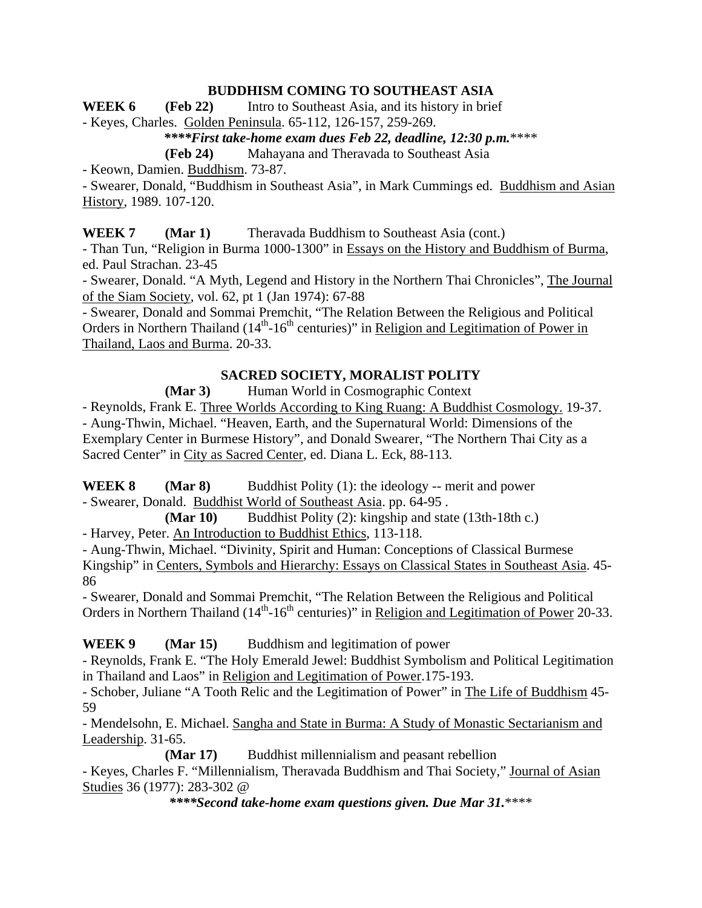## BUDDHISM COMING TO SOUTHEAST ASIA

**WEEK 6 (Feb 22)** Intro to Southeast Asia, and its history in brief

- Keyes, Charles. Golden Peninsula. 65-112, 126-157, 259-269.

***\*\*\*\*First take-home exam dues Feb 22, deadline, 12:30 p.m.*\*\*\*\***

**(Feb 24)** Mahayana and Theravada to Southeast Asia

- Keown, Damien. Buddhism. 73-87.
- Swearer, Donald, "Buddhism in Southeast Asia", in Mark Cummings ed. Buddhism and Asian History, 1989. 107-120.

**WEEK 7 (Mar 1)** Theravada Buddhism to Southeast Asia (cont.)

- Than Tun, "Religion in Burma 1000-1300" in Essays on the History and Buddhism of Burma, ed. Paul Strachan. 23-45
- Swearer, Donald. "A Myth, Legend and History in the Northern Thai Chronicles", The Journal of the Siam Society, vol. 62, pt 1 (Jan 1974): 67-88
- Swearer, Donald and Sommai Premchit, "The Relation Between the Religious and Political Orders in Northern Thailand ($14^{th}$-$16^{th}$ centuries)" in Religion and Legitimation of Power in Thailand, Laos and Burma. 20-33.

## SACRED SOCIETY, MORALIST POLITY

**(Mar 3)** Human World in Cosmographic Context

- Reynolds, Frank E. Three Worlds According to King Ruang: A Buddhist Cosmology. 19-37.
- Aung-Thwin, Michael. "Heaven, Earth, and the Supernatural World: Dimensions of the Exemplary Center in Burmese History", and Donald Swearer, "The Northern Thai City as a Sacred Center" in City as Sacred Center, ed. Diana L. Eck, 88-113.

**WEEK 8 (Mar 8)** Buddhist Polity (1): the ideology -- merit and power

- Swearer, Donald. Buddhist World of Southeast Asia. pp. 64-95 .

**(Mar 10)** Buddhist Polity (2): kingship and state (13th-18th c.)

- Harvey, Peter. An Introduction to Buddhist Ethics, 113-118.
- Aung-Thwin, Michael. "Divinity, Spirit and Human: Conceptions of Classical Burmese Kingship" in Centers, Symbols and Hierarchy: Essays on Classical States in Southeast Asia. 45-86
- Swearer, Donald and Sommai Premchit, "The Relation Between the Religious and Political Orders in Northern Thailand ($14^{th}$-$16^{th}$ centuries)" in Religion and Legitimation of Power 20-33.

**WEEK 9 (Mar 15)** Buddhism and legitimation of power

- Reynolds, Frank E. "The Holy Emerald Jewel: Buddhist Symbolism and Political Legitimation in Thailand and Laos" in Religion and Legitimation of Power.175-193.
- Schober, Juliane "A Tooth Relic and the Legitimation of Power" in The Life of Buddhism 45-59
- Mendelsohn, E. Michael. Sangha and State in Burma: A Study of Monastic Sectarianism and Leadership. 31-65.

**(Mar 17)** Buddhist millennialism and peasant rebellion

- Keyes, Charles F. "Millennialism, Theravada Buddhism and Thai Society," Journal of Asian Studies 36 (1977): 283-302 @

***\*\*\*\*Second take-home exam questions given. Due Mar 31.*\*\*\*\***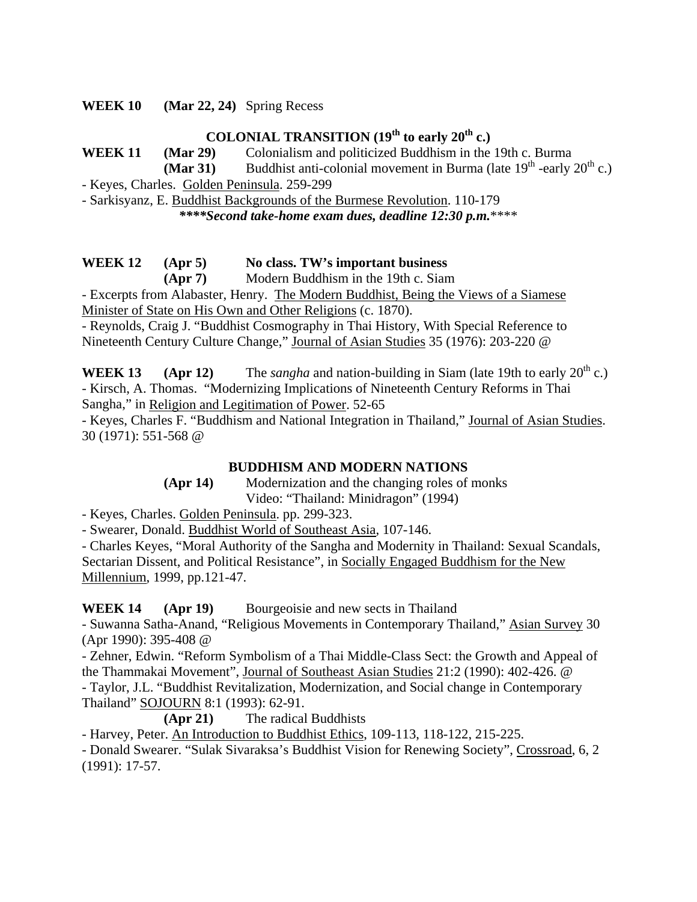**WEEK 10 (Mar 22, 24)** Spring Recess

## COLONIAL TRANSITION ($19^{th}$ to early $20^{th}$ c.)

**WEEK 11 (Mar 29)** Colonialism and politicized Buddhism in the 19th c. Burma

**(Mar 31)** Buddhist anti-colonial movement in Burma (late $19^{th}$ -early $20^{th}$ c.)

- Keyes, Charles. Golden Peninsula. 259-299
- Sarkisyanz, E. Buddhist Backgrounds of the Burmese Revolution. 110-179

***\*\*\*\*Second take-home exam dues, deadline 12:30 p.m.\*\*\*\****

**WEEK 12 (Apr 5) No class. TW's important business**

**(Apr 7)** Modern Buddhism in the 19th c. Siam

- Excerpts from Alabaster, Henry. The Modern Buddhist, Being the Views of a Siamese Minister of State on His Own and Other Religions (c. 1870).
- Reynolds, Craig J. "Buddhist Cosmography in Thai History, With Special Reference to Nineteenth Century Culture Change," Journal of Asian Studies 35 (1976): 203-220 @

**WEEK 13 (Apr 12)** The *sangha* and nation-building in Siam (late 19th to early $20^{th}$ c.)

- Kirsch, A. Thomas. "Modernizing Implications of Nineteenth Century Reforms in Thai Sangha," in Religion and Legitimation of Power. 52-65
- Keyes, Charles F. "Buddhism and National Integration in Thailand," Journal of Asian Studies. 30 (1971): 551-568 @

## BUDDHISM AND MODERN NATIONS

**(Apr 14)** Modernization and the changing roles of monks
Video: "Thailand: Minidragon" (1994)

- Keyes, Charles. Golden Peninsula. pp. 299-323.
- Swearer, Donald. Buddhist World of Southeast Asia, 107-146.
- Charles Keyes, "Moral Authority of the Sangha and Modernity in Thailand: Sexual Scandals, Sectarian Dissent, and Political Resistance", in Socially Engaged Buddhism for the New Millennium, 1999, pp.121-47.

**WEEK 14 (Apr 19)** Bourgeoisie and new sects in Thailand

- Suwanna Satha-Anand, "Religious Movements in Contemporary Thailand," Asian Survey 30 (Apr 1990): 395-408 @
- Zehner, Edwin. "Reform Symbolism of a Thai Middle-Class Sect: the Growth and Appeal of the Thammakai Movement", Journal of Southeast Asian Studies 21:2 (1990): 402-426. @
- Taylor, J.L. "Buddhist Revitalization, Modernization, and Social change in Contemporary Thailand" SOJOURN 8:1 (1993): 62-91.

**(Apr 21)** The radical Buddhists

- Harvey, Peter. An Introduction to Buddhist Ethics, 109-113, 118-122, 215-225.
- Donald Swearer. "Sulak Sivaraksa's Buddhist Vision for Renewing Society", Crossroad, 6, 2 (1991): 17-57.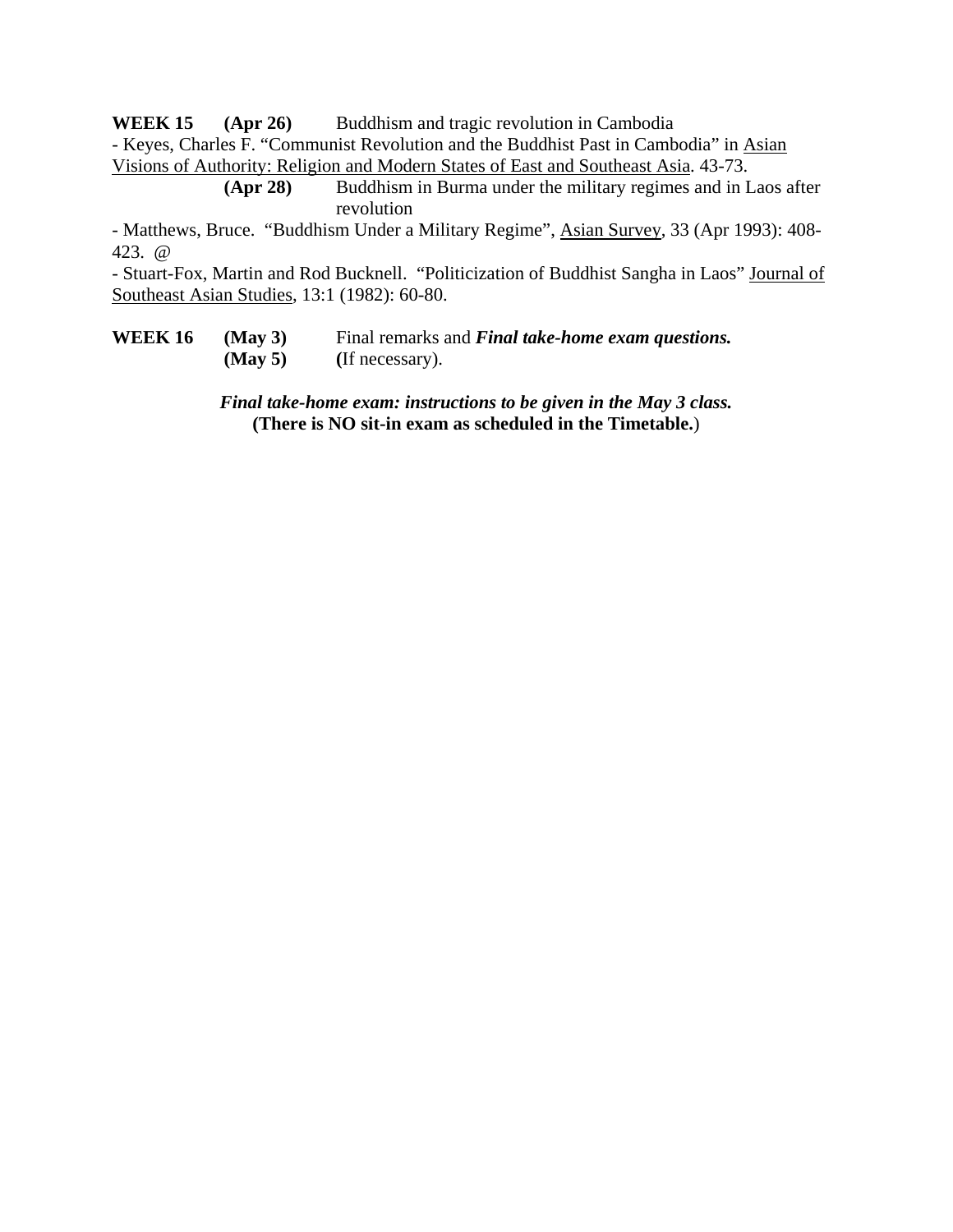**WEEK 15 (Apr 26)** Buddhism and tragic revolution in Cambodia

- Keyes, Charles F. "Communist Revolution and the Buddhist Past in Cambodia" in Asian Visions of Authority: Religion and Modern States of East and Southeast Asia. 43-73.

**(Apr 28)** Buddhism in Burma under the military regimes and in Laos after revolution

- Matthews, Bruce. "Buddhism Under a Military Regime", Asian Survey, 33 (Apr 1993): 408-423. @
- Stuart-Fox, Martin and Rod Bucknell. "Politicization of Buddhist Sangha in Laos" Journal of Southeast Asian Studies, 13:1 (1982): 60-80.

**WEEK 16 (May 3)** Final remarks and ***Final take-home exam questions.***
**(May 5)** **(**If necessary).

***Final take-home exam: instructions to be given in the May 3 class.***
**(There is NO sit-in exam as scheduled in the Timetable.**)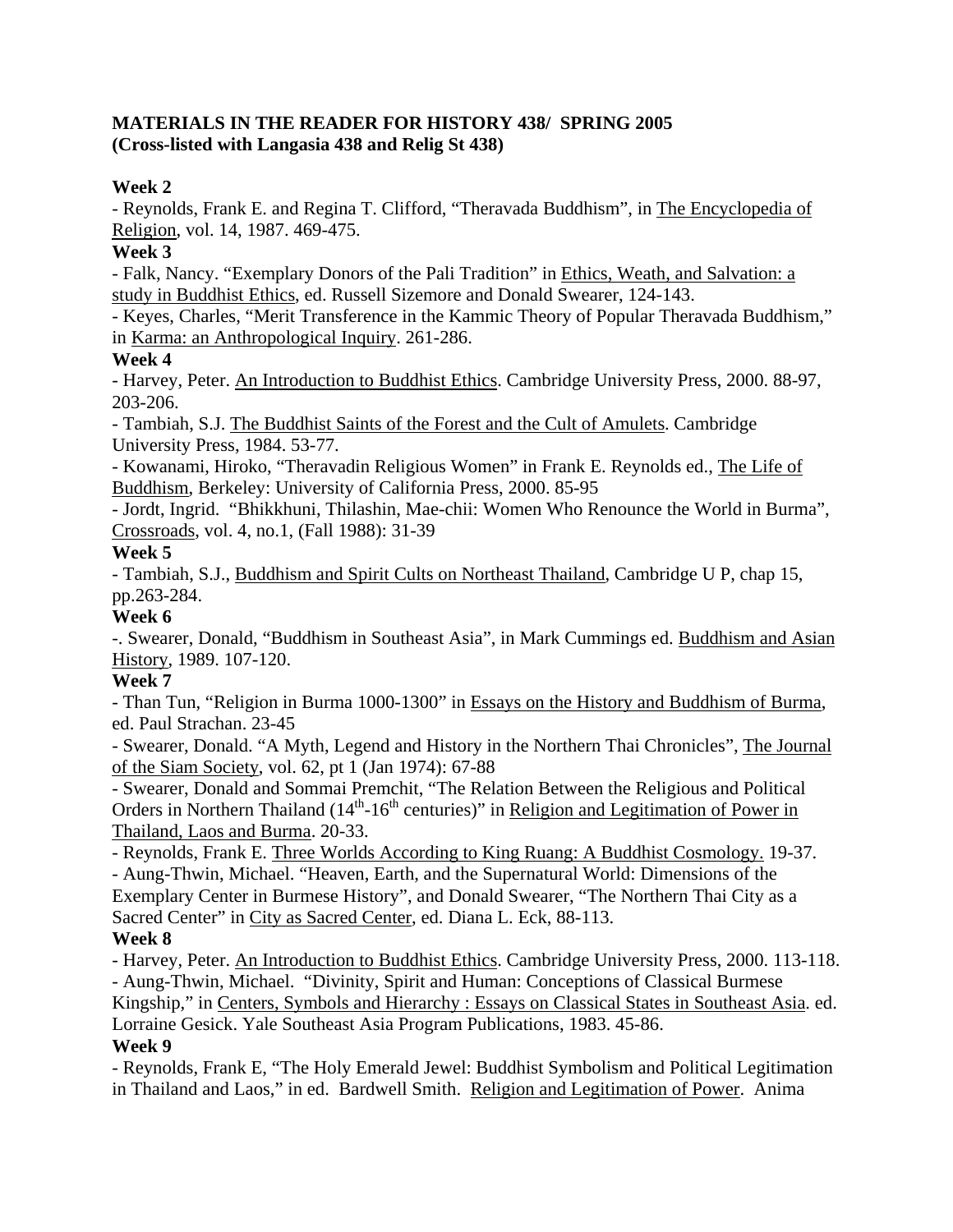**MATERIALS IN THE READER FOR HISTORY 438/ SPRING 2005**
**(Cross-listed with Langasia 438 and Relig St 438)**

**Week 2**

- Reynolds, Frank E. and Regina T. Clifford, "Theravada Buddhism", in The Encyclopedia of Religion, vol. 14, 1987. 469-475.

**Week 3**

- Falk, Nancy. "Exemplary Donors of the Pali Tradition" in Ethics, Weath, and Salvation: a study in Buddhist Ethics, ed. Russell Sizemore and Donald Swearer, 124-143.
- Keyes, Charles, "Merit Transference in the Kammic Theory of Popular Theravada Buddhism," in Karma: an Anthropological Inquiry. 261-286.

**Week 4**

- Harvey, Peter. An Introduction to Buddhist Ethics. Cambridge University Press, 2000. 88-97, 203-206.
- Tambiah, S.J. The Buddhist Saints of the Forest and the Cult of Amulets. Cambridge University Press, 1984. 53-77.
- Kowanami, Hiroko, "Theravadin Religious Women" in Frank E. Reynolds ed., The Life of Buddhism, Berkeley: University of California Press, 2000. 85-95
- Jordt, Ingrid. "Bhikkhuni, Thilashin, Mae-chii: Women Who Renounce the World in Burma", Crossroads, vol. 4, no.1, (Fall 1988): 31-39

**Week 5**

- Tambiah, S.J., Buddhism and Spirit Cults on Northeast Thailand, Cambridge U P, chap 15, pp.263-284.

**Week 6**

-. Swearer, Donald, "Buddhism in Southeast Asia", in Mark Cummings ed. Buddhism and Asian History, 1989. 107-120.

**Week 7**

- Than Tun, "Religion in Burma 1000-1300" in Essays on the History and Buddhism of Burma, ed. Paul Strachan. 23-45
- Swearer, Donald. "A Myth, Legend and History in the Northern Thai Chronicles", The Journal of the Siam Society, vol. 62, pt 1 (Jan 1974): 67-88
- Swearer, Donald and Sommai Premchit, "The Relation Between the Religious and Political Orders in Northern Thailand (14th-16th centuries)" in Religion and Legitimation of Power in Thailand, Laos and Burma. 20-33.
- Reynolds, Frank E. Three Worlds According to King Ruang: A Buddhist Cosmology. 19-37.
- Aung-Thwin, Michael. "Heaven, Earth, and the Supernatural World: Dimensions of the Exemplary Center in Burmese History", and Donald Swearer, "The Northern Thai City as a Sacred Center" in City as Sacred Center, ed. Diana L. Eck, 88-113.

**Week 8**

- Harvey, Peter. An Introduction to Buddhist Ethics. Cambridge University Press, 2000. 113-118.
- Aung-Thwin, Michael. "Divinity, Spirit and Human: Conceptions of Classical Burmese Kingship," in Centers, Symbols and Hierarchy : Essays on Classical States in Southeast Asia. ed. Lorraine Gesick. Yale Southeast Asia Program Publications, 1983. 45-86.

**Week 9**

- Reynolds, Frank E, "The Holy Emerald Jewel: Buddhist Symbolism and Political Legitimation in Thailand and Laos," in ed. Bardwell Smith. Religion and Legitimation of Power. Anima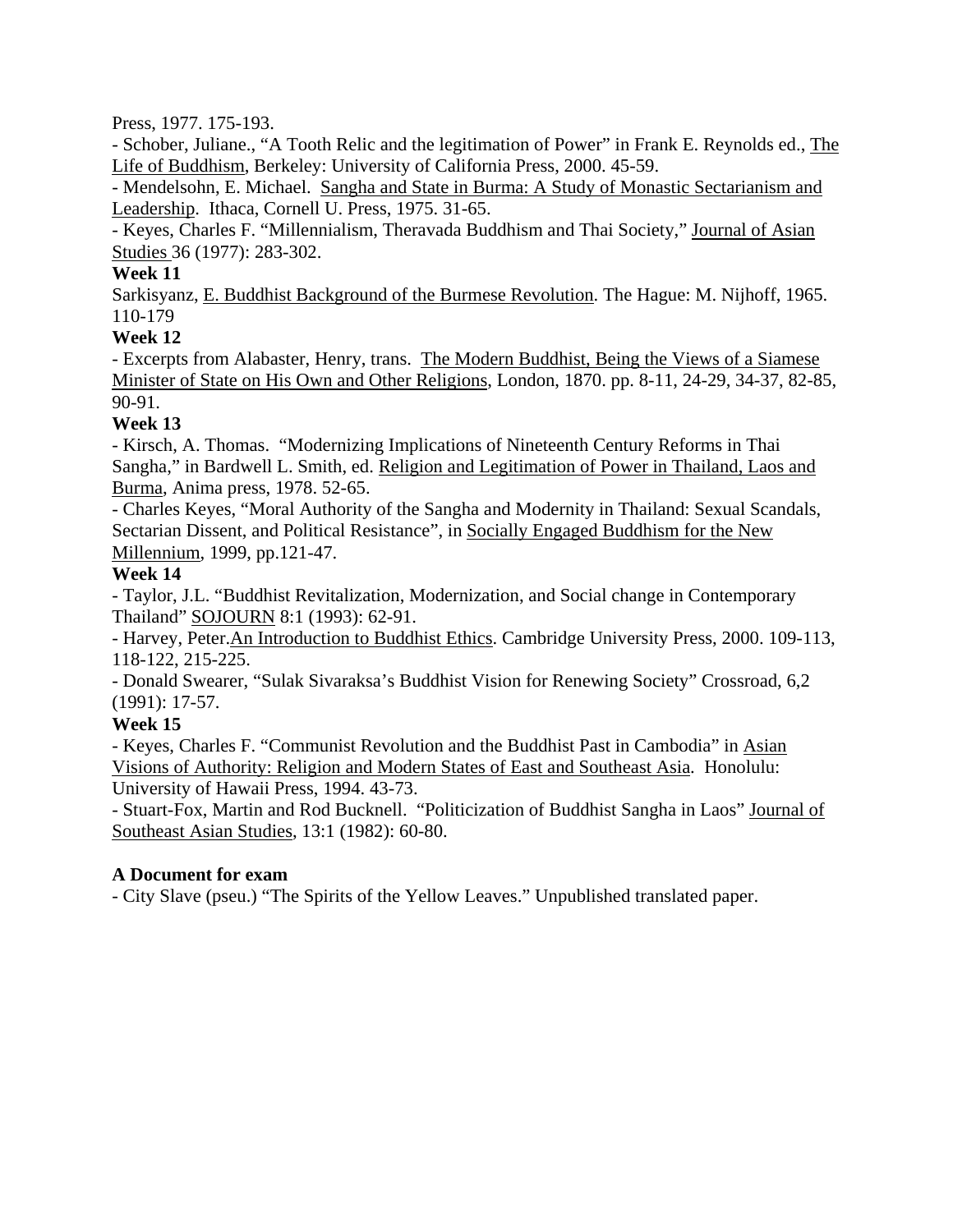Press, 1977. 175-193.

- Schober, Juliane., “A Tooth Relic and the legitimation of Power” in Frank E. Reynolds ed., The Life of Buddhism, Berkeley: University of California Press, 2000. 45-59.
- Mendelsohn, E. Michael. Sangha and State in Burma: A Study of Monastic Sectarianism and Leadership. Ithaca, Cornell U. Press, 1975. 31-65.
- Keyes, Charles F. “Millennialism, Theravada Buddhism and Thai Society,” Journal of Asian Studies 36 (1977): 283-302.

**Week 11**

Sarkisyanz, E. Buddhist Background of the Burmese Revolution. The Hague: M. Nijhoff, 1965. 110-179

**Week 12**

- Excerpts from Alabaster, Henry, trans. The Modern Buddhist, Being the Views of a Siamese Minister of State on His Own and Other Religions, London, 1870. pp. 8-11, 24-29, 34-37, 82-85, 90-91.

**Week 13**

- Kirsch, A. Thomas. “Modernizing Implications of Nineteenth Century Reforms in Thai Sangha,” in Bardwell L. Smith, ed. Religion and Legitimation of Power in Thailand, Laos and Burma, Anima press, 1978. 52-65.
- Charles Keyes, “Moral Authority of the Sangha and Modernity in Thailand: Sexual Scandals, Sectarian Dissent, and Political Resistance”, in Socially Engaged Buddhism for the New Millennium, 1999, pp.121-47.

**Week 14**

- Taylor, J.L. “Buddhist Revitalization, Modernization, and Social change in Contemporary Thailand” SOJOURN 8:1 (1993): 62-91.
- Harvey, Peter. An Introduction to Buddhist Ethics. Cambridge University Press, 2000. 109-113, 118-122, 215-225.
- Donald Swearer, “Sulak Sivaraksa’s Buddhist Vision for Renewing Society” Crossroad, 6,2 (1991): 17-57.

**Week 15**

- Keyes, Charles F. “Communist Revolution and the Buddhist Past in Cambodia” in Asian Visions of Authority: Religion and Modern States of East and Southeast Asia. Honolulu: University of Hawaii Press, 1994. 43-73.
- Stuart-Fox, Martin and Rod Bucknell. “Politicization of Buddhist Sangha in Laos” Journal of Southeast Asian Studies, 13:1 (1982): 60-80.

**A Document for exam**

- City Slave (pseu.) “The Spirits of the Yellow Leaves.” Unpublished translated paper.